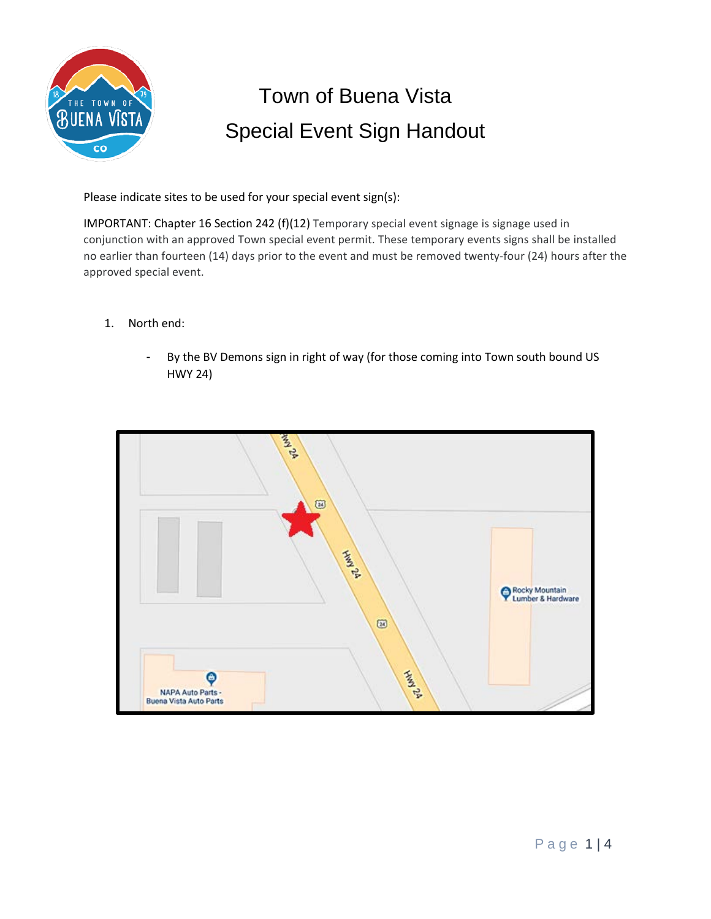# Town of Buena Vista

## Special Event Sign Handout

Please indicate sites to be used for your special event sign(s):

IMPORTANT: Chapter 16 Section 242 (f)(12) Temporary special event signage is signage used in conjunction with an approved Town special event permit. These temporary events signs shall be installed no earlier than fourteen (14) days prior to the event and must be removed twenty-four (24) hours after the approved special event.

1. North end:

   - By the BV Demons sign in right of way (for those coming into Town south bound US HWY 24)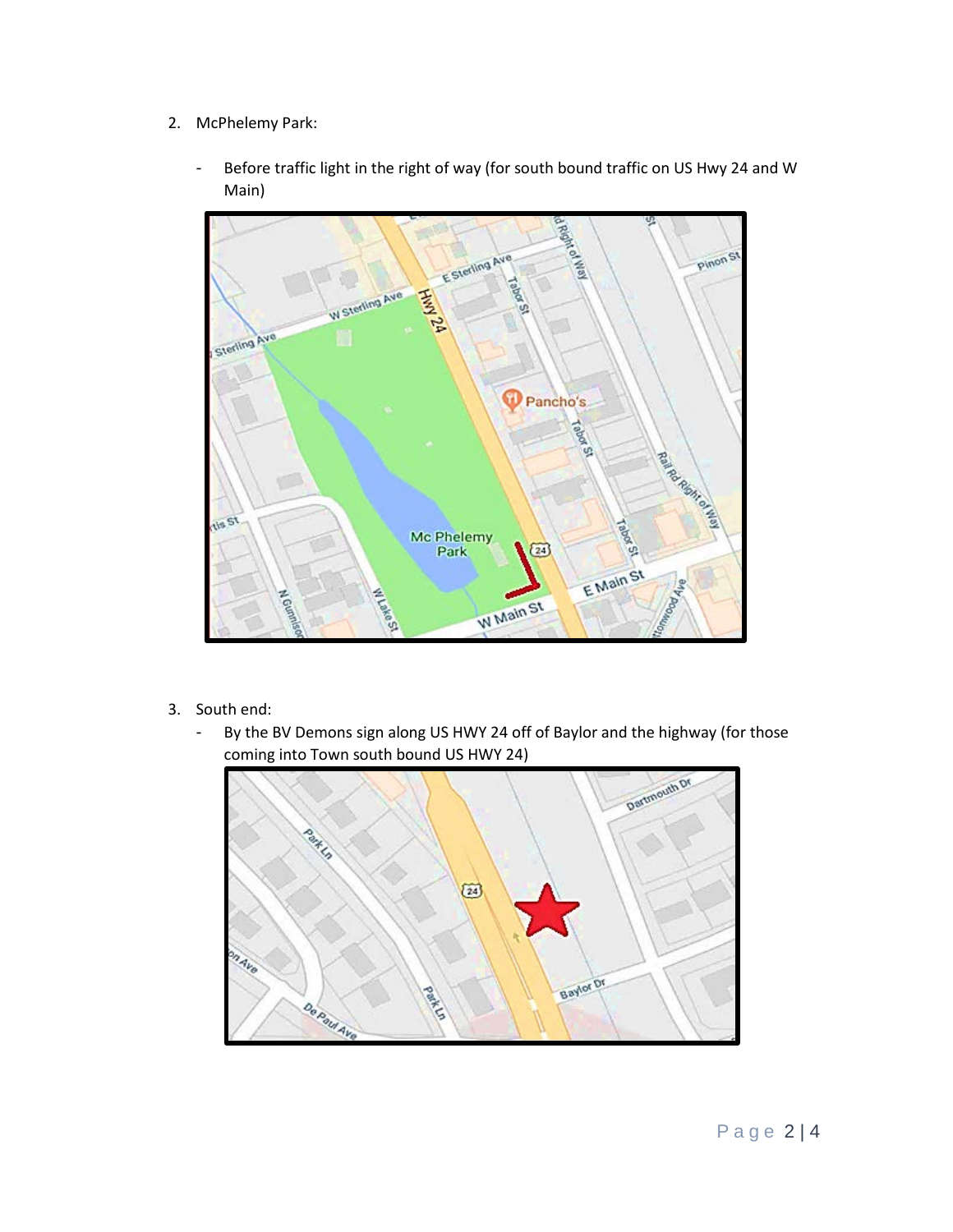2. McPhelemy Park:

   - Before traffic light in the right of way (for south bound traffic on US Hwy 24 and W Main)

3. South end:
   - By the BV Demons sign along US HWY 24 off of Baylor and the highway (for those coming into Town south bound US HWY 24)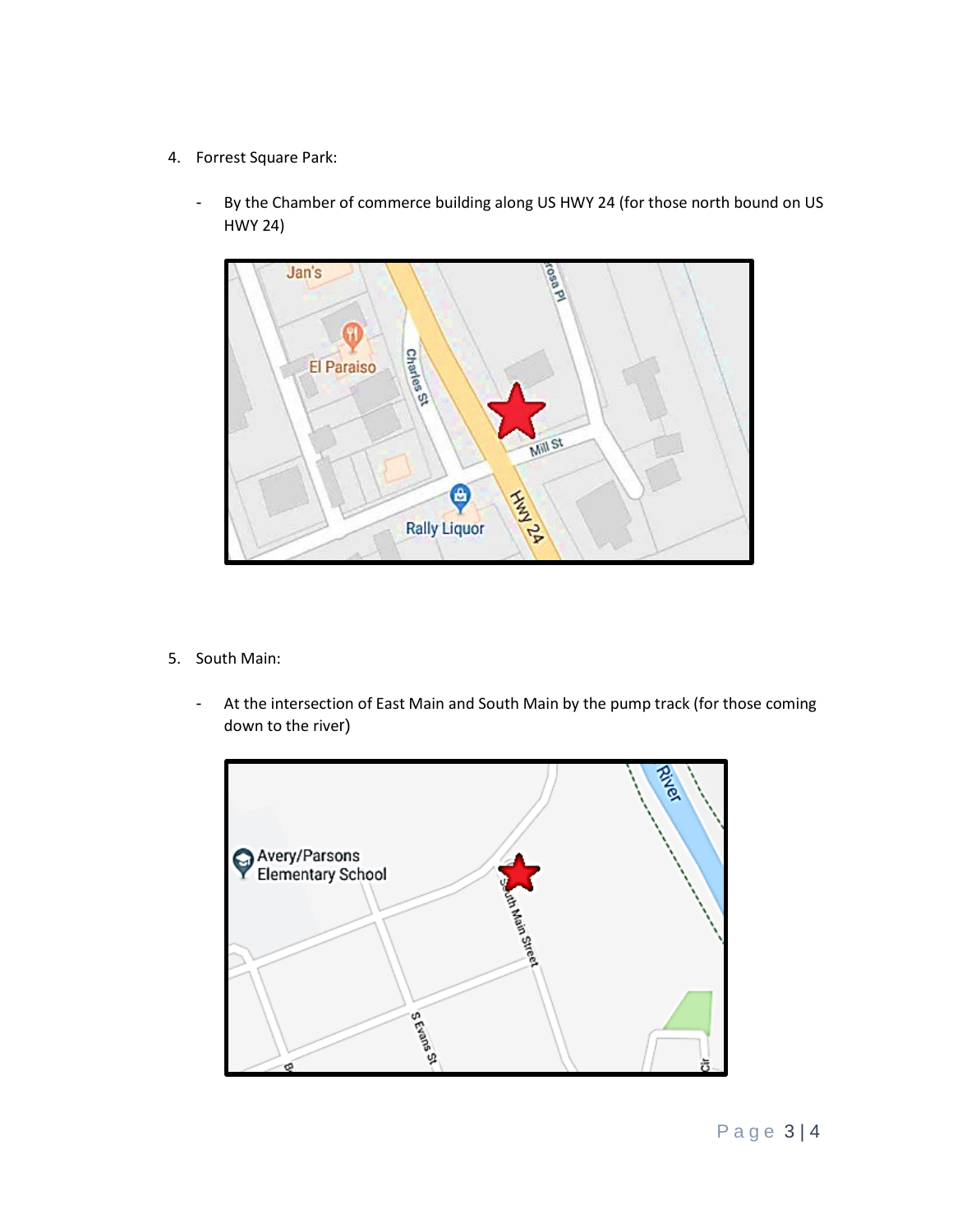4. Forrest Square Park:

   - By the Chamber of commerce building along US HWY 24 (for those north bound on US HWY 24)

5. South Main:

   - At the intersection of East Main and South Main by the pump track (for those coming down to the river)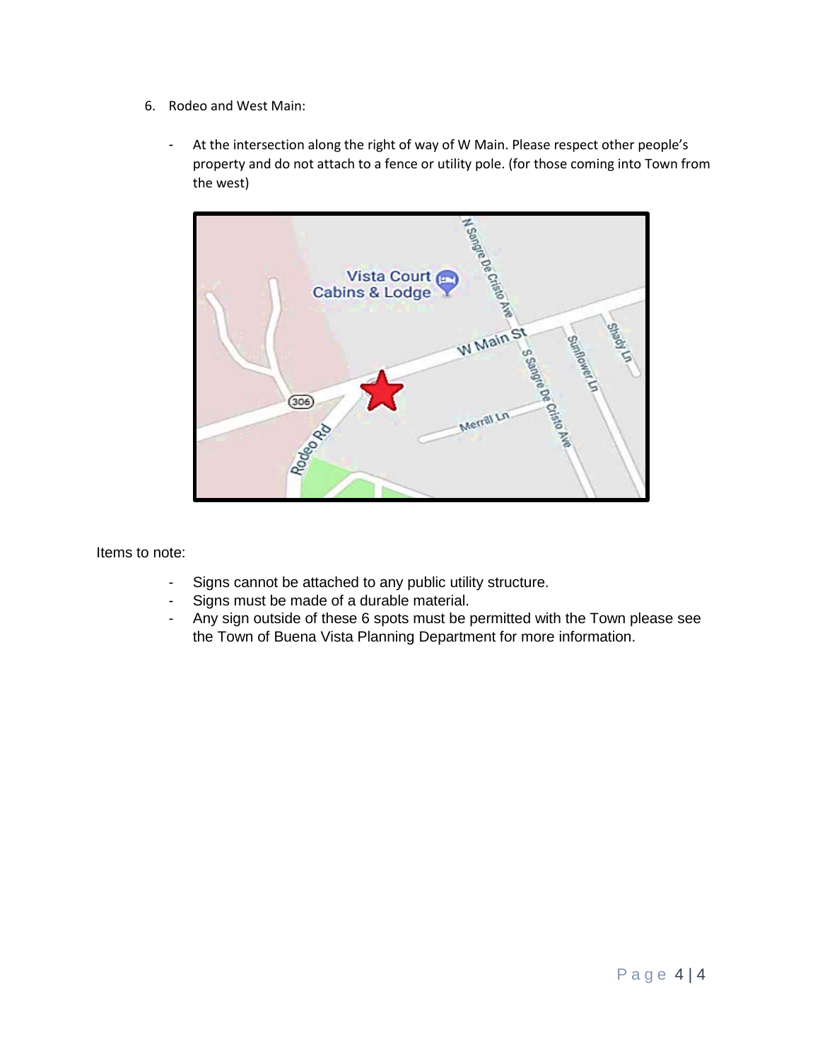6. Rodeo and West Main:

   - At the intersection along the right of way of W Main. Please respect other people's property and do not attach to a fence or utility pole. (for those coming into Town from the west)

Vista Court Cabins & Lodge

W Main St

N Sangre De Cristo Ave

S Sangre De Cristo Ave

Sunflower Ln

Shady Ln

Merrill Ln

Rodeo Rd

306

Items to note:

- Signs cannot be attached to any public utility structure.
- Signs must be made of a durable material.
- Any sign outside of these 6 spots must be permitted with the Town please see the Town of Buena Vista Planning Department for more information.